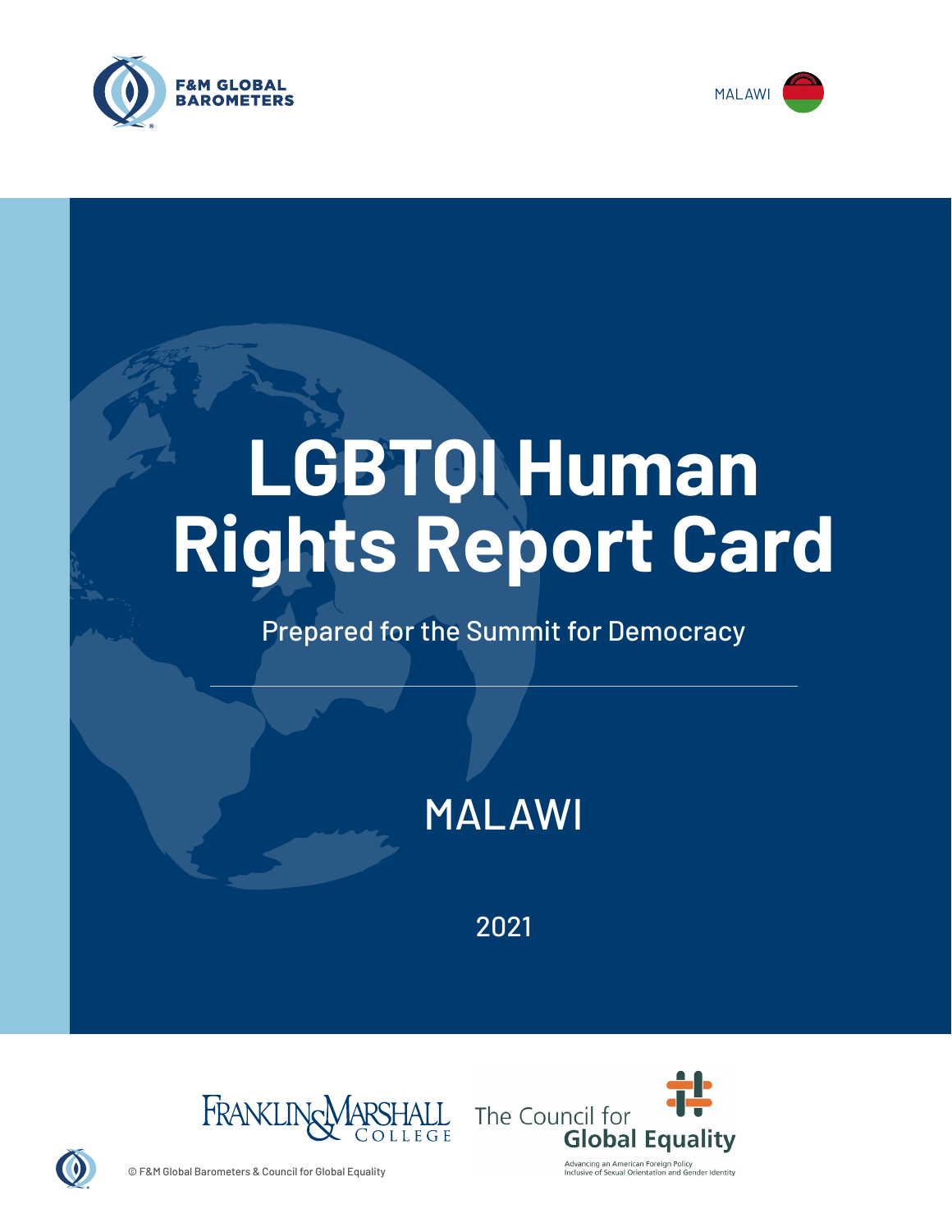F&M GLOBAL BAROMETERS

MALAWI

# LGBTQI Human Rights Report Card

Prepared for the Summit for Democracy

## MALAWI

2021

Franklin & Marshall College

The Council for Global Equality

Advancing an American Foreign Policy Inclusive of Sexual Orientation and Gender Identity

© F&M Global Barometers & Council for Global Equality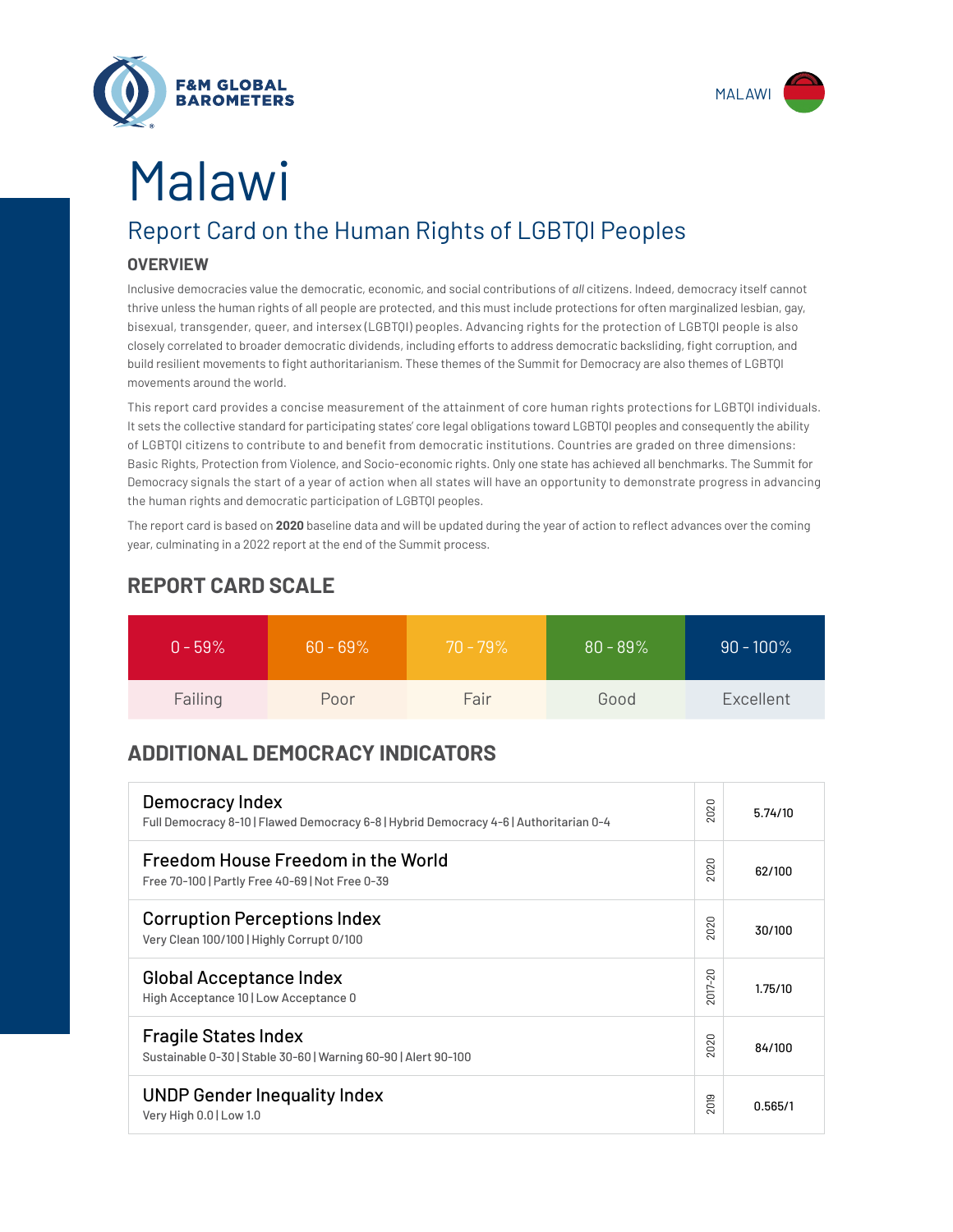# Malawi

## Report Card on the Human Rights of LGBTQI Peoples

### OVERVIEW

Inclusive democracies value the democratic, economic, and social contributions of *all* citizens. Indeed, democracy itself cannot thrive unless the human rights of all people are protected, and this must include protections for often marginalized lesbian, gay, bisexual, transgender, queer, and intersex (LGBTQI) peoples. Advancing rights for the protection of LGBTQI people is also closely correlated to broader democratic dividends, including efforts to address democratic backsliding, fight corruption, and build resilient movements to fight authoritarianism. These themes of the Summit for Democracy are also themes of LGBTQI movements around the world.

This report card provides a concise measurement of the attainment of core human rights protections for LGBTQI individuals. It sets the collective standard for participating states' core legal obligations toward LGBTQI peoples and consequently the ability of LGBTQI citizens to contribute to and benefit from democratic institutions. Countries are graded on three dimensions: Basic Rights, Protection from Violence, and Socio-economic rights. Only one state has achieved all benchmarks. The Summit for Democracy signals the start of a year of action when all states will have an opportunity to demonstrate progress in advancing the human rights and democratic participation of LGBTQI peoples.

The report card is based on **2020** baseline data and will be updated during the year of action to reflect advances over the coming year, culminating in a 2022 report at the end of the Summit process.

## REPORT CARD SCALE

| 0 - 59% | 60 - 69% | 70 - 79% | 80 - 89% | 90 - 100% |
|---|---|---|---|---|
| Failing | Poor | Fair | Good | Excellent |

## ADDITIONAL DEMOCRACY INDICATORS

| Indicator | Year | Score |
|---|---|---|
| **Democracy Index**<br>Full Democracy 8-10 \| Flawed Democracy 6-8 \| Hybrid Democracy 4-6 \| Authoritarian 0-4 | 2020 | 5.74/10 |
| **Freedom House Freedom in the World**<br>Free 70-100 \| Partly Free 40-69 \| Not Free 0-39 | 2020 | 62/100 |
| **Corruption Perceptions Index**<br>Very Clean 100/100 \| Highly Corrupt 0/100 | 2020 | 30/100 |
| **Global Acceptance Index**<br>High Acceptance 10 \| Low Acceptance 0 | 2017-20 | 1.75/10 |
| **Fragile States Index**<br>Sustainable 0-30 \| Stable 30-60 \| Warning 60-90 \| Alert 90-100 | 2020 | 84/100 |
| **UNDP Gender Inequality Index**<br>Very High 0.0 \| Low 1.0 | 2019 | 0.565/1 |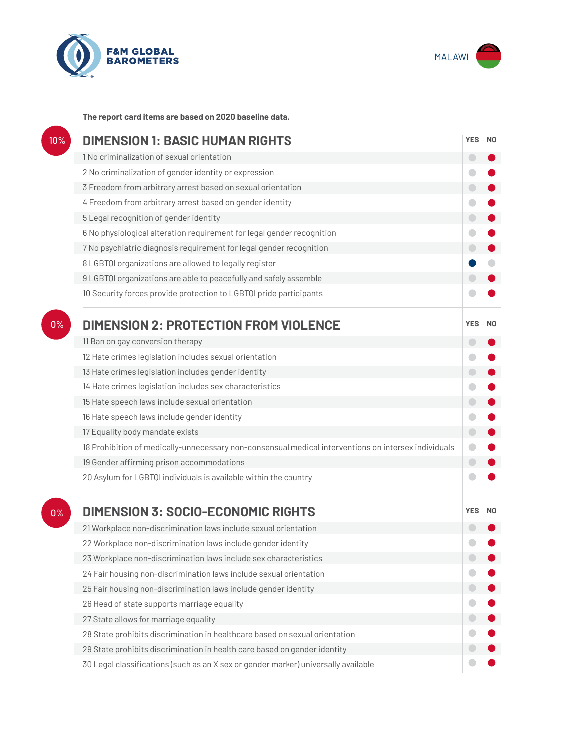F&M GLOBAL BAROMETERS

MALAWI

**The report card items are based on 2020 baseline data.**

## 10% DIMENSION 1: BASIC HUMAN RIGHTS

| | YES | NO |
|---|---|---|
| 1 No criminalization of sexual orientation | | ● |
| 2 No criminalization of gender identity or expression | | ● |
| 3 Freedom from arbitrary arrest based on sexual orientation | | ● |
| 4 Freedom from arbitrary arrest based on gender identity | | ● |
| 5 Legal recognition of gender identity | | ● |
| 6 No physiological alteration requirement for legal gender recognition | | ● |
| 7 No psychiatric diagnosis requirement for legal gender recognition | | ● |
| 8 LGBTQI organizations are allowed to legally register | ● | |
| 9 LGBTQI organizations are able to peacefully and safely assemble | | ● |
| 10 Security forces provide protection to LGBTQI pride participants | | ● |

## 0% DIMENSION 2: PROTECTION FROM VIOLENCE

| | YES | NO |
|---|---|---|
| 11 Ban on gay conversion therapy | | ● |
| 12 Hate crimes legislation includes sexual orientation | | ● |
| 13 Hate crimes legislation includes gender identity | | ● |
| 14 Hate crimes legislation includes sex characteristics | | ● |
| 15 Hate speech laws include sexual orientation | | ● |
| 16 Hate speech laws include gender identity | | ● |
| 17 Equality body mandate exists | | ● |
| 18 Prohibition of medically-unnecessary non-consensual medical interventions on intersex individuals | | ● |
| 19 Gender affirming prison accommodations | | ● |
| 20 Asylum for LGBTQI individuals is available within the country | | ● |

## 0% DIMENSION 3: SOCIO-ECONOMIC RIGHTS

| | YES | NO |
|---|---|---|
| 21 Workplace non-discrimination laws include sexual orientation | | ● |
| 22 Workplace non-discrimination laws include gender identity | | ● |
| 23 Workplace non-discrimination laws include sex characteristics | | ● |
| 24 Fair housing non-discrimination laws include sexual orientation | | ● |
| 25 Fair housing non-discrimination laws include gender identity | | ● |
| 26 Head of state supports marriage equality | | ● |
| 27 State allows for marriage equality | | ● |
| 28 State prohibits discrimination in healthcare based on sexual orientation | | ● |
| 29 State prohibits discrimination in health care based on gender identity | | ● |
| 30 Legal classifications (such as an X sex or gender marker) universally available | | ● |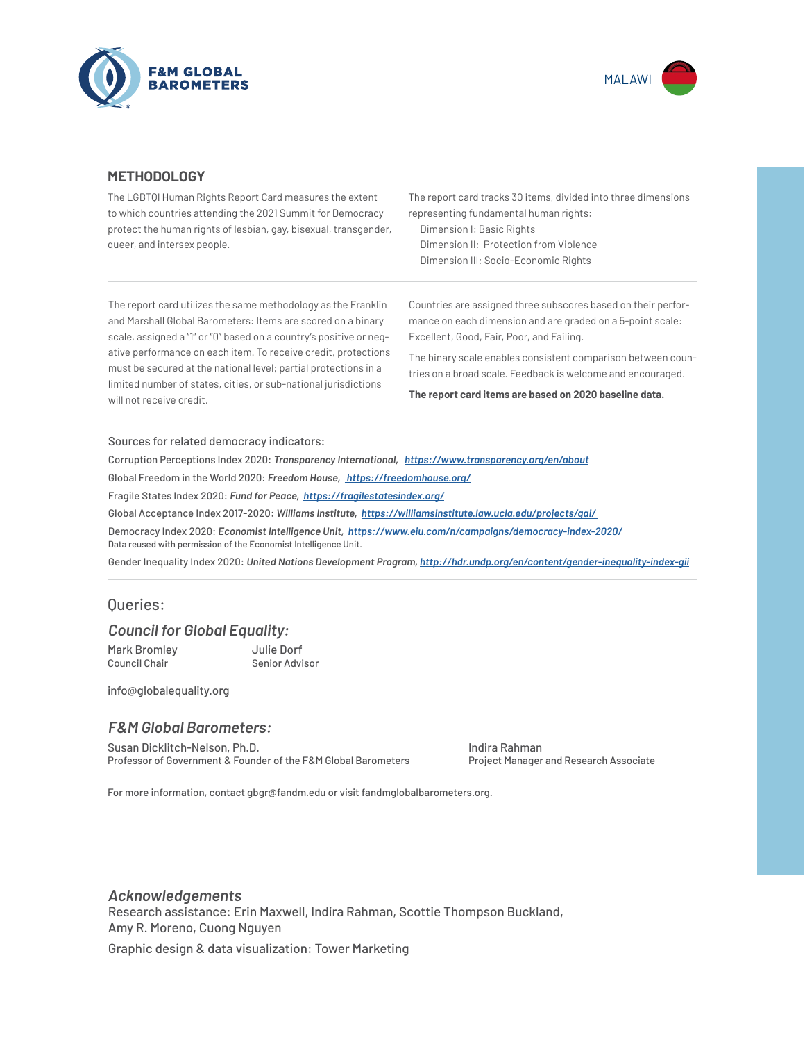F&M GLOBAL BAROMETERS

MALAWI

## METHODOLOGY

The LGBTQI Human Rights Report Card measures the extent to which countries attending the 2021 Summit for Democracy protect the human rights of lesbian, gay, bisexual, transgender, queer, and intersex people.

The report card tracks 30 items, divided into three dimensions representing fundamental human rights:

- Dimension I: Basic Rights
- Dimension II: Protection from Violence
- Dimension III: Socio-Economic Rights

The report card utilizes the same methodology as the Franklin and Marshall Global Barometers: Items are scored on a binary scale, assigned a "1" or "0" based on a country's positive or negative performance on each item. To receive credit, protections must be secured at the national level; partial protections in a limited number of states, cities, or sub-national jurisdictions will not receive credit.

Countries are assigned three subscores based on their performance on each dimension and are graded on a 5-point scale: Excellent, Good, Fair, Poor, and Failing.

The binary scale enables consistent comparison between countries on a broad scale. Feedback is welcome and encouraged.

**The report card items are based on 2020 baseline data.**

Sources for related democracy indicators:

Corruption Perceptions Index 2020: ***Transparency International***, https://www.transparency.org/en/about

Global Freedom in the World 2020: ***Freedom House***, https://freedomhouse.org/

Fragile States Index 2020: ***Fund for Peace***, https://fragilestatesindex.org/

Global Acceptance Index 2017-2020: ***Williams Institute***, https://williamsinstitute.law.ucla.edu/projects/gai/

Democracy Index 2020: ***Economist Intelligence Unit***, https://www.eiu.com/n/campaigns/democracy-index-2020/
Data reused with permission of the Economist Intelligence Unit.

Gender Inequality Index 2020: ***United Nations Development Program***, http://hdr.undp.org/en/content/gender-inequality-index-gii

## Queries:

### *Council for Global Equality:*

Mark Bromley
Council Chair

Julie Dorf
Senior Advisor

info@globalequality.org

### *F&M Global Barometers:*

Susan Dicklitch-Nelson, Ph.D.
Professor of Government & Founder of the F&M Global Barometers

Indira Rahman
Project Manager and Research Associate

For more information, contact gbgr@fandm.edu or visit fandmglobalbarometers.org.

### *Acknowledgements*

Research assistance: Erin Maxwell, Indira Rahman, Scottie Thompson Buckland, Amy R. Moreno, Cuong Nguyen

Graphic design & data visualization: Tower Marketing